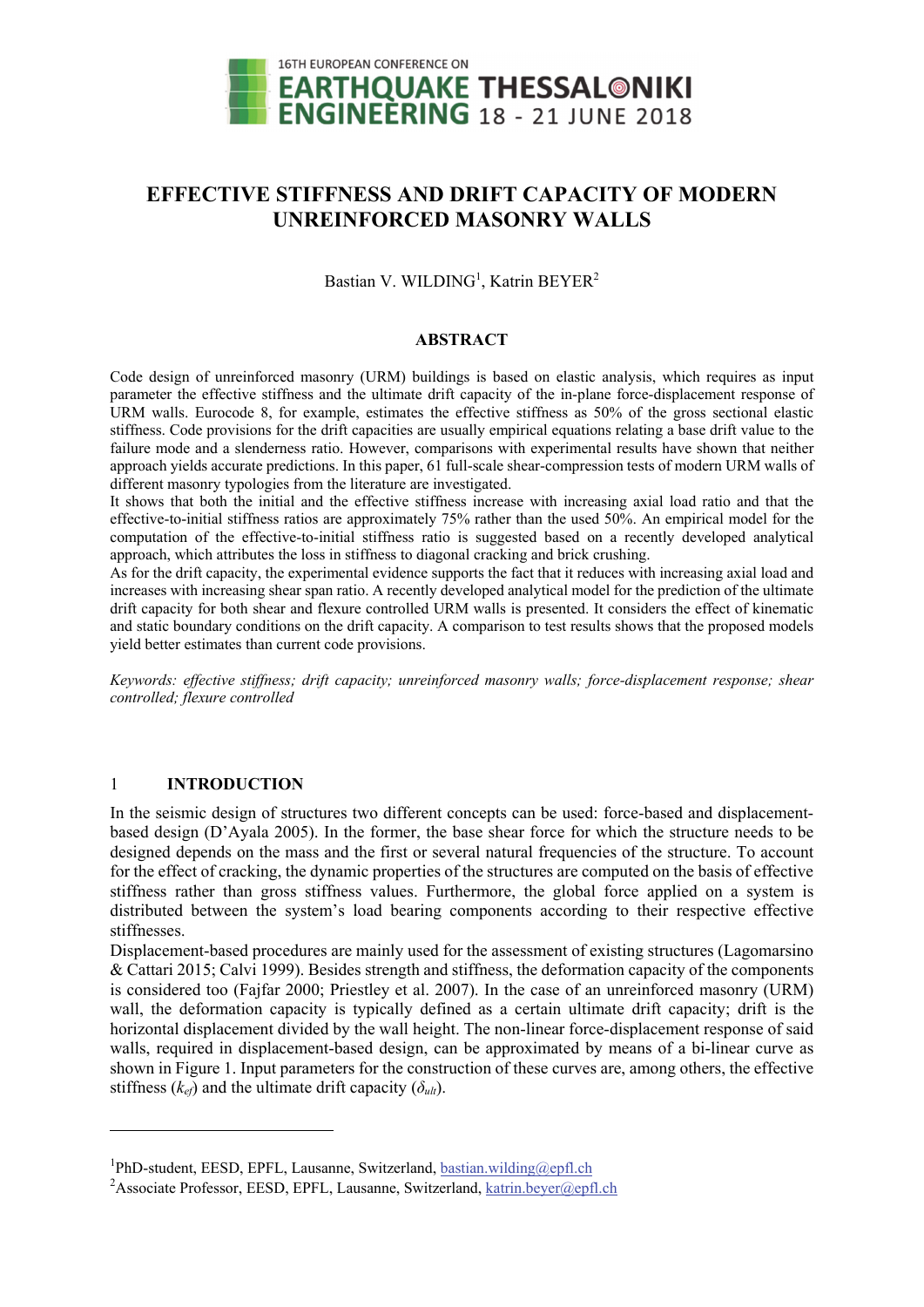# EFFECTIVE STIFFNESS AND DRIFT CAPACITY OF MODERN UNREINFORCED MASONRY WALLS

Bastian V. WILDING[1], Katrin BEYER[2]

## ABSTRACT

Code design of unreinforced masonry (URM) buildings is based on elastic analysis, which requires as input parameter the effective stiffness and the ultimate drift capacity of the in-plane force-displacement response of URM walls. Eurocode 8, for example, estimates the effective stiffness as 50% of the gross sectional elastic stiffness. Code provisions for the drift capacities are usually empirical equations relating a base drift value to the failure mode and a slenderness ratio. However, comparisons with experimental results have shown that neither approach yields accurate predictions. In this paper, 61 full-scale shear-compression tests of modern URM walls of different masonry typologies from the literature are investigated.

It shows that both the initial and the effective stiffness increase with increasing axial load ratio and that the effective-to-initial stiffness ratios are approximately 75% rather than the used 50%. An empirical model for the computation of the effective-to-initial stiffness ratio is suggested based on a recently developed analytical approach, which attributes the loss in stiffness to diagonal cracking and brick crushing.

As for the drift capacity, the experimental evidence supports the fact that it reduces with increasing axial load and increases with increasing shear span ratio. A recently developed analytical model for the prediction of the ultimate drift capacity for both shear and flexure controlled URM walls is presented. It considers the effect of kinematic and static boundary conditions on the drift capacity. A comparison to test results shows that the proposed models yield better estimates than current code provisions.

*Keywords: effective stiffness; drift capacity; unreinforced masonry walls; force-displacement response; shear controlled; flexure controlled*

## 1 INTRODUCTION

In the seismic design of structures two different concepts can be used: force-based and displacement-based design (D'Ayala 2005). In the former, the base shear force for which the structure needs to be designed depends on the mass and the first or several natural frequencies of the structure. To account for the effect of cracking, the dynamic properties of the structures are computed on the basis of effective stiffness rather than gross stiffness values. Furthermore, the global force applied on a system is distributed between the system's load bearing components according to their respective effective stiffnesses.

Displacement-based procedures are mainly used for the assessment of existing structures (Lagomarsino & Cattari 2015; Calvi 1999). Besides strength and stiffness, the deformation capacity of the components is considered too (Fajfar 2000; Priestley et al. 2007). In the case of an unreinforced masonry (URM) wall, the deformation capacity is typically defined as a certain ultimate drift capacity; drift is the horizontal displacement divided by the wall height. The non-linear force-displacement response of said walls, required in displacement-based design, can be approximated by means of a bi-linear curve as shown in Figure 1. Input parameters for the construction of these curves are, among others, the effective stiffness ($k_{ef}$) and the ultimate drift capacity ($\delta_{ult}$).

---

[1]PhD-student, EESD, EPFL, Lausanne, Switzerland, bastian.wilding@epfl.ch

[2]Associate Professor, EESD, EPFL, Lausanne, Switzerland, katrin.beyer@epfl.ch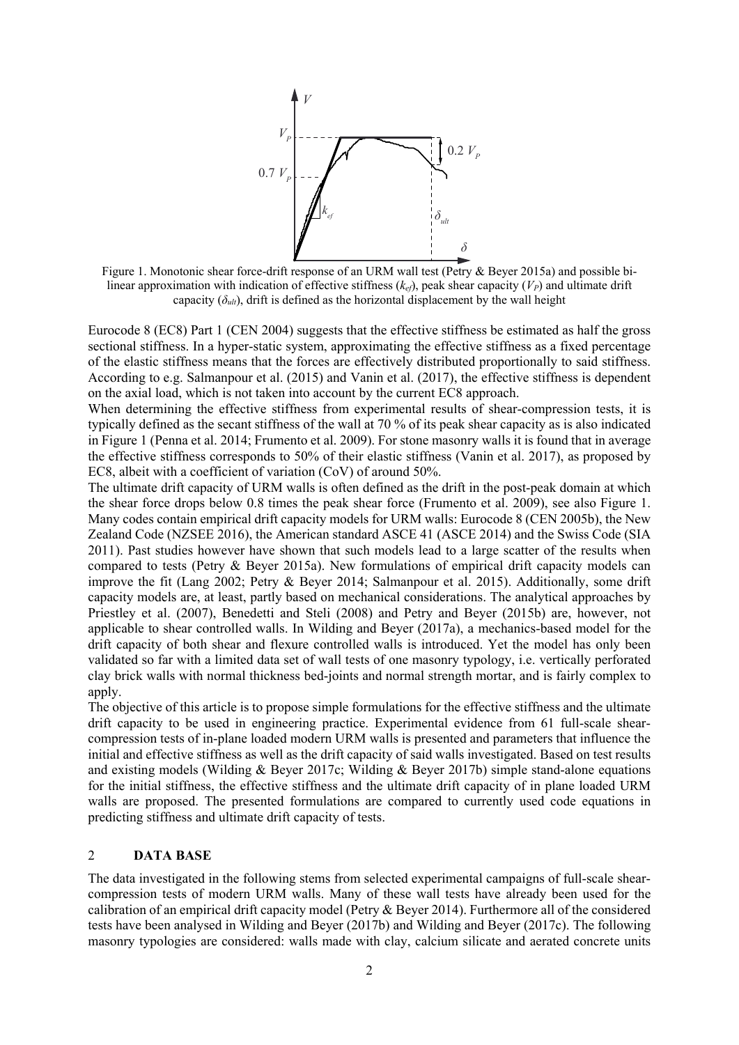Figure 1. Monotonic shear force-drift response of an URM wall test (Petry & Beyer 2015a) and possible bi-linear approximation with indication of effective stiffness ($k_{ef}$), peak shear capacity ($V_P$) and ultimate drift capacity ($\delta_{ult}$), drift is defined as the horizontal displacement by the wall height

Eurocode 8 (EC8) Part 1 (CEN 2004) suggests that the effective stiffness be estimated as half the gross sectional stiffness. In a hyper-static system, approximating the effective stiffness as a fixed percentage of the elastic stiffness means that the forces are effectively distributed proportionally to said stiffness. According to e.g. Salmanpour et al. (2015) and Vanin et al. (2017), the effective stiffness is dependent on the axial load, which is not taken into account by the current EC8 approach.

When determining the effective stiffness from experimental results of shear-compression tests, it is typically defined as the secant stiffness of the wall at 70 % of its peak shear capacity as is also indicated in Figure 1 (Penna et al. 2014; Frumento et al. 2009). For stone masonry walls it is found that in average the effective stiffness corresponds to 50% of their elastic stiffness (Vanin et al. 2017), as proposed by EC8, albeit with a coefficient of variation (CoV) of around 50%.

The ultimate drift capacity of URM walls is often defined as the drift in the post-peak domain at which the shear force drops below 0.8 times the peak shear force (Frumento et al. 2009), see also Figure 1. Many codes contain empirical drift capacity models for URM walls: Eurocode 8 (CEN 2005b), the New Zealand Code (NZSEE 2016), the American standard ASCE 41 (ASCE 2014) and the Swiss Code (SIA 2011). Past studies however have shown that such models lead to a large scatter of the results when compared to tests (Petry & Beyer 2015a). New formulations of empirical drift capacity models can improve the fit (Lang 2002; Petry & Beyer 2014; Salmanpour et al. 2015). Additionally, some drift capacity models are, at least, partly based on mechanical considerations. The analytical approaches by Priestley et al. (2007), Benedetti and Steli (2008) and Petry and Beyer (2015b) are, however, not applicable to shear controlled walls. In Wilding and Beyer (2017a), a mechanics-based model for the drift capacity of both shear and flexure controlled walls is introduced. Yet the model has only been validated so far with a limited data set of wall tests of one masonry typology, i.e. vertically perforated clay brick walls with normal thickness bed-joints and normal strength mortar, and is fairly complex to apply.

The objective of this article is to propose simple formulations for the effective stiffness and the ultimate drift capacity to be used in engineering practice. Experimental evidence from 61 full-scale shear-compression tests of in-plane loaded modern URM walls is presented and parameters that influence the initial and effective stiffness as well as the drift capacity of said walls investigated. Based on test results and existing models (Wilding & Beyer 2017c; Wilding & Beyer 2017b) simple stand-alone equations for the initial stiffness, the effective stiffness and the ultimate drift capacity of in plane loaded URM walls are proposed. The presented formulations are compared to currently used code equations in predicting stiffness and ultimate drift capacity of tests.

## 2 DATA BASE

The data investigated in the following stems from selected experimental campaigns of full-scale shear-compression tests of modern URM walls. Many of these wall tests have already been used for the calibration of an empirical drift capacity model (Petry & Beyer 2014). Furthermore all of the considered tests have been analysed in Wilding and Beyer (2017b) and Wilding and Beyer (2017c). The following masonry typologies are considered: walls made with clay, calcium silicate and aerated concrete units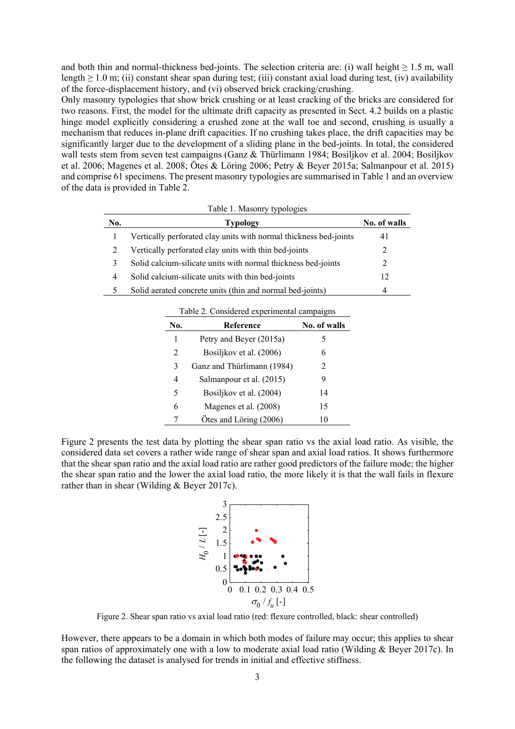and both thin and normal-thickness bed-joints. The selection criteria are: (i) wall height ≥ 1.5 m, wall length ≥ 1.0 m; (ii) constant shear span during test; (iii) constant axial load during test, (iv) availability of the force-displacement history, and (vi) observed brick cracking/crushing.

Only masonry typologies that show brick crushing or at least cracking of the bricks are considered for two reasons. First, the model for the ultimate drift capacity as presented in Sect. 4.2 builds on a plastic hinge model explicitly considering a crushed zone at the wall toe and second, crushing is usually a mechanism that reduces in-plane drift capacities. If no crushing takes place, the drift capacities may be significantly larger due to the development of a sliding plane in the bed-joints. In total, the considered wall tests stem from seven test campaigns (Ganz & Thürlimann 1984; Bosiljkov et al. 2004; Bosiljkov et al. 2006; Magenes et al. 2008; Ötes & Löring 2006; Petry & Beyer 2015a; Salmanpour et al. 2015) and comprise 61 specimens. The present masonry typologies are summarised in Table 1 and an overview of the data is provided in Table 2.

Table 1. Masonry typologies

| No. | Typology | No. of walls |
|---|---|---|
| 1 | Vertically perforated clay units with normal thickness bed-joints | 41 |
| 2 | Vertically perforated clay units with thin bed-joints | 2 |
| 3 | Solid calcium-silicate units with normal thickness bed-joints | 2 |
| 4 | Solid calcium-silicate units with thin bed-joints | 12 |
| 5 | Solid aerated concrete units (thin and normal bed-joints) | 4 |

Table 2. Considered experimental campaigns

| No. | Reference | No. of walls |
|---|---|---|
| 1 | Petry and Beyer (2015a) | 5 |
| 2 | Bosiljkov et al. (2006) | 6 |
| 3 | Ganz and Thürlimann (1984) | 2 |
| 4 | Salmanpour et al. (2015) | 9 |
| 5 | Bosiljkov et al. (2004) | 14 |
| 6 | Magenes et al. (2008) | 15 |
| 7 | Ötes and Löring (2006) | 10 |

Figure 2 presents the test data by plotting the shear span ratio vs the axial load ratio. As visible, the considered data set covers a rather wide range of shear span and axial load ratios. It shows furthermore that the shear span ratio and the axial load ratio are rather good predictors of the failure mode; the higher the shear span ratio and the lower the axial load ratio, the more likely it is that the wall fails in flexure rather than in shear (Wilding & Beyer 2017c).

Figure 2. Shear span ratio vs axial load ratio (red: flexure controlled, black: shear controlled)

However, there appears to be a domain in which both modes of failure may occur; this applies to shear span ratios of approximately one with a low to moderate axial load ratio (Wilding & Beyer 2017c). In the following the dataset is analysed for trends in initial and effective stiffness.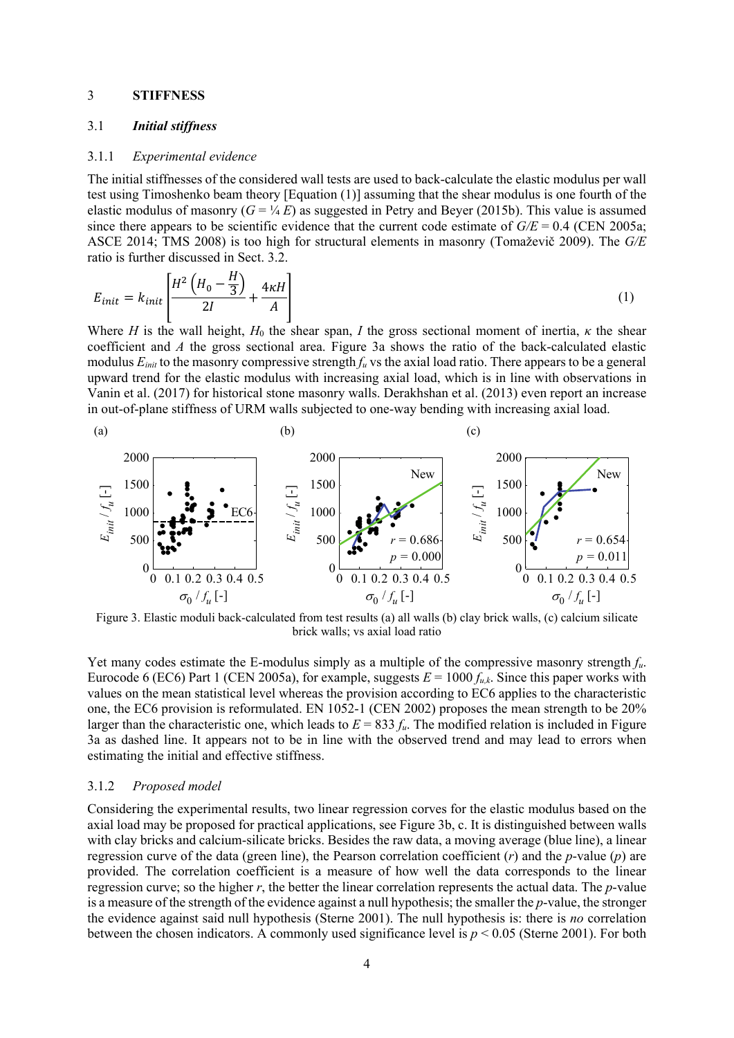## 3 STIFFNESS

### 3.1 *Initial stiffness*

#### 3.1.1 *Experimental evidence*

The initial stiffnesses of the considered wall tests are used to back-calculate the elastic modulus per wall test using Timoshenko beam theory [Equation (1)] assuming that the shear modulus is one fourth of the elastic modulus of masonry ($G = ¼ E$) as suggested in Petry and Beyer (2015b). This value is assumed since there appears to be scientific evidence that the current code estimate of $G/E = 0.4$ (CEN 2005a; ASCE 2014; TMS 2008) is too high for structural elements in masonry (Tomaževič 2009). The $G/E$ ratio is further discussed in Sect. 3.2.

$$E_{init} = k_{init}\left[\frac{H^2\left(H_0 - \frac{H}{3}\right)}{2I} + \frac{4\kappa H}{A}\right] \tag{1}$$

Where $H$ is the wall height, $H_0$ the shear span, $I$ the gross sectional moment of inertia, $\kappa$ the shear coefficient and $A$ the gross sectional area. Figure 3a shows the ratio of the back-calculated elastic modulus $E_{init}$ to the masonry compressive strength $f_u$ vs the axial load ratio. There appears to be a general upward trend for the elastic modulus with increasing axial load, which is in line with observations in Vanin et al. (2017) for historical stone masonry walls. Derakhshan et al. (2013) even report an increase in out-of-plane stiffness of URM walls subjected to one-way bending with increasing axial load.

Figure 3. Elastic moduli back-calculated from test results (a) all walls (b) clay brick walls, (c) calcium silicate brick walls; vs axial load ratio

Yet many codes estimate the E-modulus simply as a multiple of the compressive masonry strength $f_u$. Eurocode 6 (EC6) Part 1 (CEN 2005a), for example, suggests $E = 1000\ f_{u,k}$. Since this paper works with values on the mean statistical level whereas the provision according to EC6 applies to the characteristic one, the EC6 provision is reformulated. EN 1052-1 (CEN 2002) proposes the mean strength to be 20% larger than the characteristic one, which leads to $E = 833\ f_u$. The modified relation is included in Figure 3a as dashed line. It appears not to be in line with the observed trend and may lead to errors when estimating the initial and effective stiffness.

#### 3.1.2 *Proposed model*

Considering the experimental results, two linear regression corves for the elastic modulus based on the axial load may be proposed for practical applications, see Figure 3b, c. It is distinguished between walls with clay bricks and calcium-silicate bricks. Besides the raw data, a moving average (blue line), a linear regression curve of the data (green line), the Pearson correlation coefficient ($r$) and the $p$-value ($p$) are provided. The correlation coefficient is a measure of how well the data corresponds to the linear regression curve; so the higher $r$, the better the linear correlation represents the actual data. The $p$-value is a measure of the strength of the evidence against a null hypothesis; the smaller the $p$-value, the stronger the evidence against said null hypothesis (Sterne 2001). The null hypothesis is: there is *no* correlation between the chosen indicators. A commonly used significance level is $p < 0.05$ (Sterne 2001). For both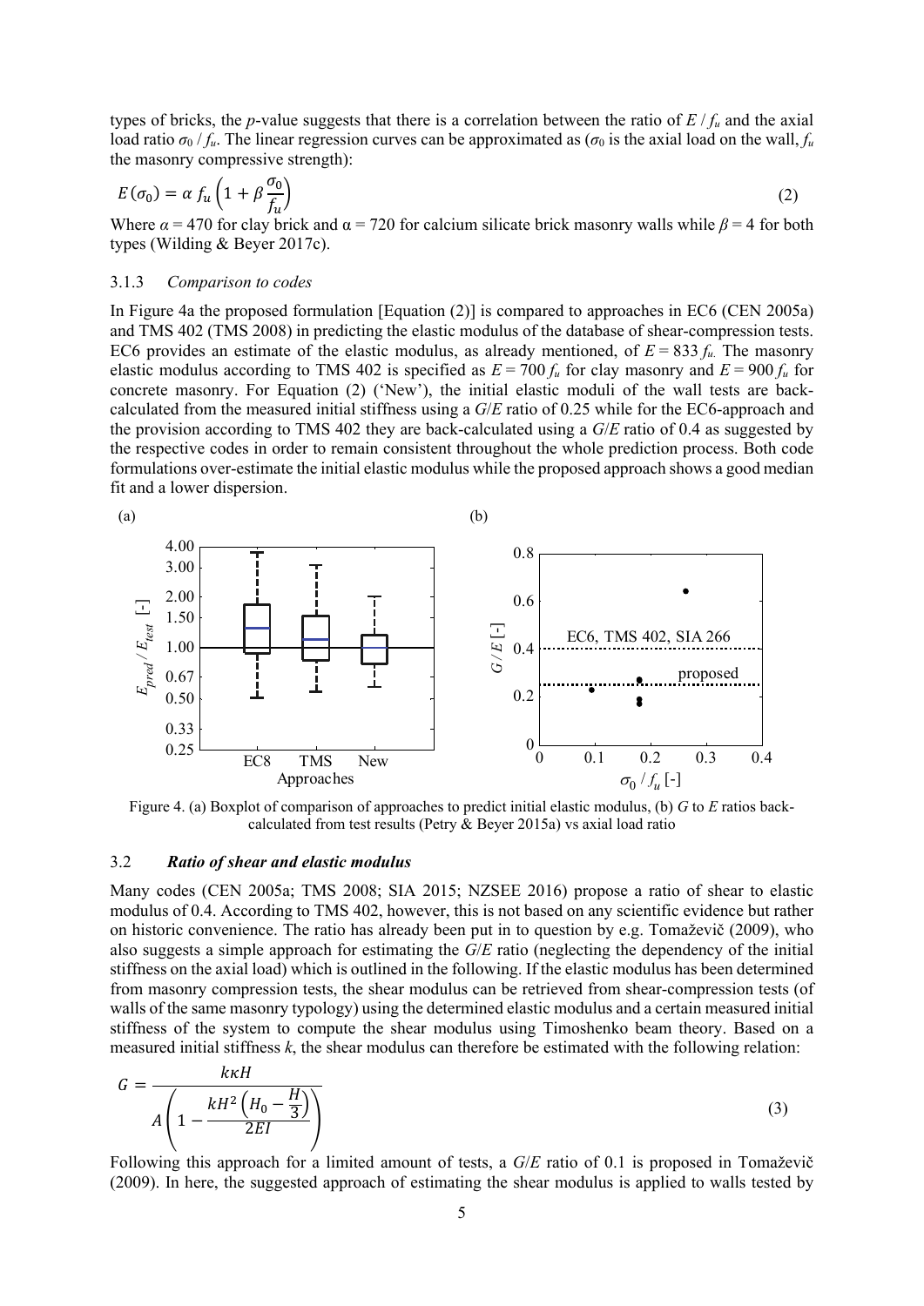types of bricks, the *p*-value suggests that there is a correlation between the ratio of $E / f_u$ and the axial load ratio $\sigma_0 / f_u$. The linear regression curves can be approximated as ($\sigma_0$ is the axial load on the wall, $f_u$ the masonry compressive strength):

$$E(\sigma_0) = \alpha \, f_u \left(1 + \beta \frac{\sigma_0}{f_u}\right) \tag{2}$$

Where $\alpha = 470$ for clay brick and $\alpha = 720$ for calcium silicate brick masonry walls while $\beta = 4$ for both types (Wilding & Beyer 2017c).

### 3.1.3 *Comparison to codes*

In Figure 4a the proposed formulation [Equation (2)] is compared to approaches in EC6 (CEN 2005a) and TMS 402 (TMS 2008) in predicting the elastic modulus of the database of shear-compression tests. EC6 provides an estimate of the elastic modulus, as already mentioned, of $E = 833 \, f_u$. The masonry elastic modulus according to TMS 402 is specified as $E = 700 \, f_u$ for clay masonry and $E = 900 \, f_u$ for concrete masonry. For Equation (2) ('New'), the initial elastic moduli of the wall tests are back-calculated from the measured initial stiffness using a *G*/*E* ratio of 0.25 while for the EC6-approach and the provision according to TMS 402 they are back-calculated using a *G*/*E* ratio of 0.4 as suggested by the respective codes in order to remain consistent throughout the whole prediction process. Both code formulations over-estimate the initial elastic modulus while the proposed approach shows a good median fit and a lower dispersion.

Figure 4. (a) Boxplot of comparison of approaches to predict initial elastic modulus, (b) *G* to *E* ratios back-calculated from test results (Petry & Beyer 2015a) vs axial load ratio

## 3.2 ***Ratio of shear and elastic modulus***

Many codes (CEN 2005a; TMS 2008; SIA 2015; NZSEE 2016) propose a ratio of shear to elastic modulus of 0.4. According to TMS 402, however, this is not based on any scientific evidence but rather on historic convenience. The ratio has already been put in to question by e.g. Tomaževič (2009), who also suggests a simple approach for estimating the *G*/*E* ratio (neglecting the dependency of the initial stiffness on the axial load) which is outlined in the following. If the elastic modulus has been determined from masonry compression tests, the shear modulus can be retrieved from shear-compression tests (of walls of the same masonry typology) using the determined elastic modulus and a certain measured initial stiffness of the system to compute the shear modulus using Timoshenko beam theory. Based on a measured initial stiffness *k*, the shear modulus can therefore be estimated with the following relation:

$$G = \frac{k\kappa H}{A\left(1 - \dfrac{kH^2\left(H_0 - \dfrac{H}{3}\right)}{2EI}\right)} \tag{3}$$

Following this approach for a limited amount of tests, a *G*/*E* ratio of 0.1 is proposed in Tomaževič (2009). In here, the suggested approach of estimating the shear modulus is applied to walls tested by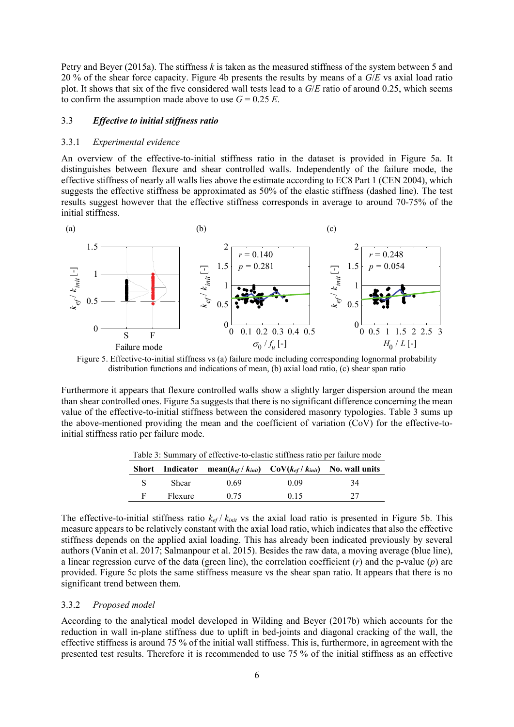Petry and Beyer (2015a). The stiffness $k$ is taken as the measured stiffness of the system between 5 and 20 % of the shear force capacity. Figure 4b presents the results by means of a $G/E$ vs axial load ratio plot. It shows that six of the five considered wall tests lead to a $G/E$ ratio of around 0.25, which seems to confirm the assumption made above to use $G = 0.25\ E$.

### 3.3 *Effective to initial stiffness ratio*

#### 3.3.1 *Experimental evidence*

An overview of the effective-to-initial stiffness ratio in the dataset is provided in Figure 5a. It distinguishes between flexure and shear controlled walls. Independently of the failure mode, the effective stiffness of nearly all walls lies above the estimate according to EC8 Part 1 (CEN 2004), which suggests the effective stiffness be approximated as 50% of the elastic stiffness (dashed line). The test results suggest however that the effective stiffness corresponds in average to around 70-75% of the initial stiffness.

Figure 5. Effective-to-initial stiffness vs (a) failure mode including corresponding lognormal probability distribution functions and indications of mean, (b) axial load ratio, (c) shear span ratio

Furthermore it appears that flexure controlled walls show a slightly larger dispersion around the mean than shear controlled ones. Figure 5a suggests that there is no significant difference concerning the mean value of the effective-to-initial stiffness between the considered masonry typologies. Table 3 sums up the above-mentioned providing the mean and the coefficient of variation (CoV) for the effective-to-initial stiffness ratio per failure mode.

Table 3: Summary of effective-to-elastic stiffness ratio per failure mode

| Short | Indicator | mean($k_{ef}$ / $k_{init}$) | CoV($k_{ef}$ / $k_{init}$) | No. wall units |
|---|---|---|---|---|
| S | Shear | 0.69 | 0.09 | 34 |
| F | Flexure | 0.75 | 0.15 | 27 |

The effective-to-initial stiffness ratio $k_{ef} / k_{init}$ vs the axial load ratio is presented in Figure 5b. This measure appears to be relatively constant with the axial load ratio, which indicates that also the effective stiffness depends on the applied axial loading. This has already been indicated previously by several authors (Vanin et al. 2017; Salmanpour et al. 2015). Besides the raw data, a moving average (blue line), a linear regression curve of the data (green line), the correlation coefficient ($r$) and the p-value ($p$) are provided. Figure 5c plots the same stiffness measure vs the shear span ratio. It appears that there is no significant trend between them.

#### 3.3.2 *Proposed model*

According to the analytical model developed in Wilding and Beyer (2017b) which accounts for the reduction in wall in-plane stiffness due to uplift in bed-joints and diagonal cracking of the wall, the effective stiffness is around 75 % of the initial wall stiffness. This is, furthermore, in agreement with the presented test results. Therefore it is recommended to use 75 % of the initial stiffness as an effective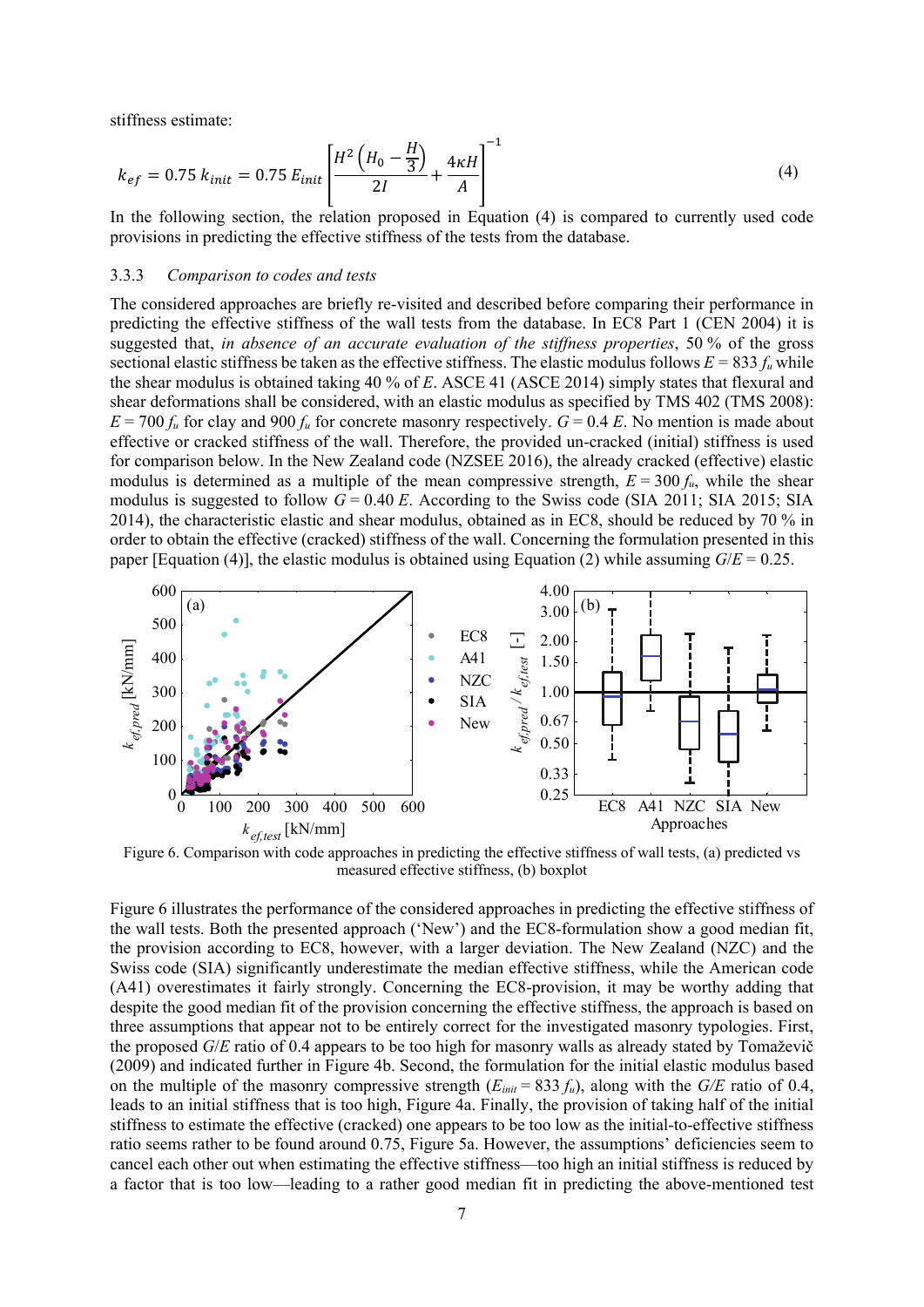stiffness estimate:

$$k_{ef} = 0.75\, k_{init} = 0.75\, E_{init} \left[ \frac{H^2 \left( H_0 - \frac{H}{3} \right)}{2I} + \frac{4\kappa H}{A} \right]^{-1} \tag{4}$$

In the following section, the relation proposed in Equation (4) is compared to currently used code provisions in predicting the effective stiffness of the tests from the database.

### 3.3.3 *Comparison to codes and tests*

The considered approaches are briefly re-visited and described before comparing their performance in predicting the effective stiffness of the wall tests from the database. In EC8 Part 1 (CEN 2004) it is suggested that, *in absence of an accurate evaluation of the stiffness properties*, 50 % of the gross sectional elastic stiffness be taken as the effective stiffness. The elastic modulus follows $E = 833\, f_u$ while the shear modulus is obtained taking 40 % of $E$. ASCE 41 (ASCE 2014) simply states that flexural and shear deformations shall be considered, with an elastic modulus as specified by TMS 402 (TMS 2008): $E = 700\, f_u$ for clay and $900\, f_u$ for concrete masonry respectively. $G = 0.4\, E$. No mention is made about effective or cracked stiffness of the wall. Therefore, the provided un-cracked (initial) stiffness is used for comparison below. In the New Zealand code (NZSEE 2016), the already cracked (effective) elastic modulus is determined as a multiple of the mean compressive strength, $E = 300\, f_u$, while the shear modulus is suggested to follow $G = 0.40\, E$. According to the Swiss code (SIA 2011; SIA 2015; SIA 2014), the characteristic elastic and shear modulus, obtained as in EC8, should be reduced by 70 % in order to obtain the effective (cracked) stiffness of the wall. Concerning the formulation presented in this paper [Equation (4)], the elastic modulus is obtained using Equation (2) while assuming $G/E = 0.25$.

Figure 6. Comparison with code approaches in predicting the effective stiffness of wall tests, (a) predicted vs measured effective stiffness, (b) boxplot

Figure 6 illustrates the performance of the considered approaches in predicting the effective stiffness of the wall tests. Both the presented approach ('New') and the EC8-formulation show a good median fit, the provision according to EC8, however, with a larger deviation. The New Zealand (NZC) and the Swiss code (SIA) significantly underestimate the median effective stiffness, while the American code (A41) overestimates it fairly strongly. Concerning the EC8-provision, it may be worthy adding that despite the good median fit of the provision concerning the effective stiffness, the approach is based on three assumptions that appear not to be entirely correct for the investigated masonry typologies. First, the proposed $G/E$ ratio of 0.4 appears to be too high for masonry walls as already stated by Tomaževič (2009) and indicated further in Figure 4b. Second, the formulation for the initial elastic modulus based on the multiple of the masonry compressive strength ($E_{init} = 833\, f_u$), along with the $G/E$ ratio of 0.4, leads to an initial stiffness that is too high, Figure 4a. Finally, the provision of taking half of the initial stiffness to estimate the effective (cracked) one appears to be too low as the initial-to-effective stiffness ratio seems rather to be found around 0.75, Figure 5a. However, the assumptions' deficiencies seem to cancel each other out when estimating the effective stiffness—too high an initial stiffness is reduced by a factor that is too low—leading to a rather good median fit in predicting the above-mentioned test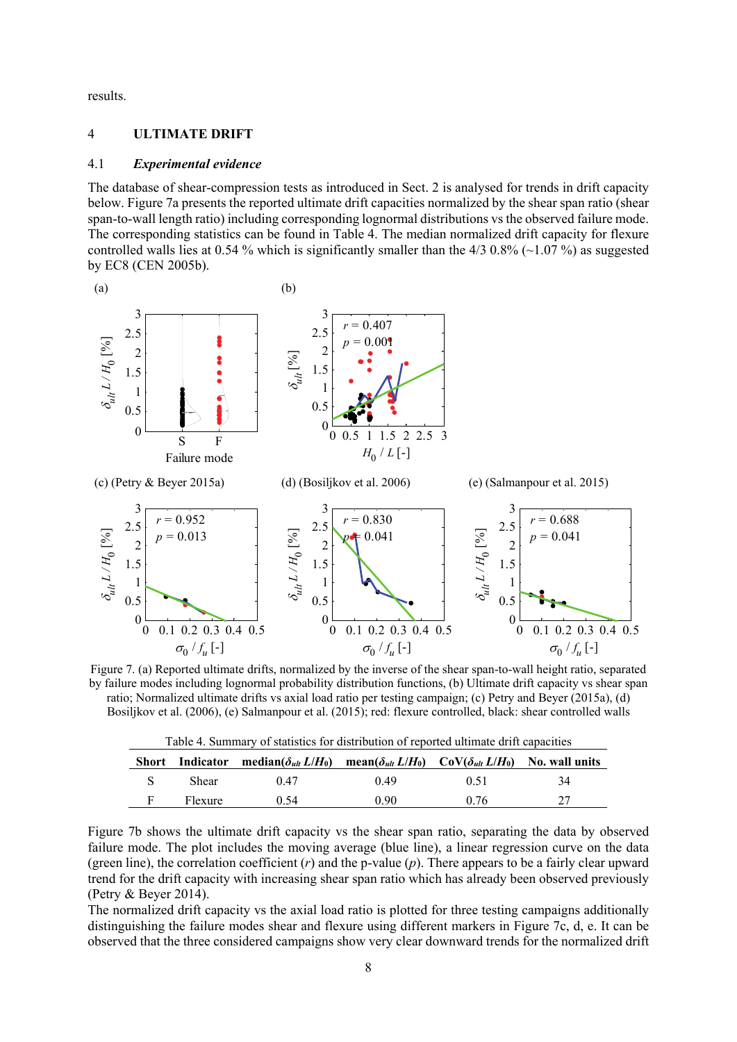results.

# 4 ULTIMATE DRIFT

## 4.1 *Experimental evidence*

The database of shear-compression tests as introduced in Sect. 2 is analysed for trends in drift capacity below. Figure 7a presents the reported ultimate drift capacities normalized by the shear span ratio (shear span-to-wall length ratio) including corresponding lognormal distributions vs the observed failure mode. The corresponding statistics can be found in Table 4. The median normalized drift capacity for flexure controlled walls lies at 0.54 % which is significantly smaller than the 4/3 0.8% (~1.07 %) as suggested by EC8 (CEN 2005b).

Figure 7. (a) Reported ultimate drifts, normalized by the inverse of the shear span-to-wall height ratio, separated by failure modes including lognormal probability distribution functions, (b) Ultimate drift capacity vs shear span ratio; Normalized ultimate drifts vs axial load ratio per testing campaign; (c) Petry and Beyer (2015a), (d) Bosiljkov et al. (2006), (e) Salmanpour et al. (2015); red: flexure controlled, black: shear controlled walls

Table 4. Summary of statistics for distribution of reported ultimate drift capacities

| Short | Indicator | median($\delta_{ult}$ $L/H_0$) | mean($\delta_{ult}$ $L/H_0$) | CoV($\delta_{ult}$ $L/H_0$) | No. wall units |
|---|---|---|---|---|---|
| S | Shear | 0.47 | 0.49 | 0.51 | 34 |
| F | Flexure | 0.54 | 0.90 | 0.76 | 27 |

Figure 7b shows the ultimate drift capacity vs the shear span ratio, separating the data by observed failure mode. The plot includes the moving average (blue line), a linear regression curve on the data (green line), the correlation coefficient ($r$) and the p-value ($p$). There appears to be a fairly clear upward trend for the drift capacity with increasing shear span ratio which has already been observed previously (Petry & Beyer 2014).

The normalized drift capacity vs the axial load ratio is plotted for three testing campaigns additionally distinguishing the failure modes shear and flexure using different markers in Figure 7c, d, e. It can be observed that the three considered campaigns show very clear downward trends for the normalized drift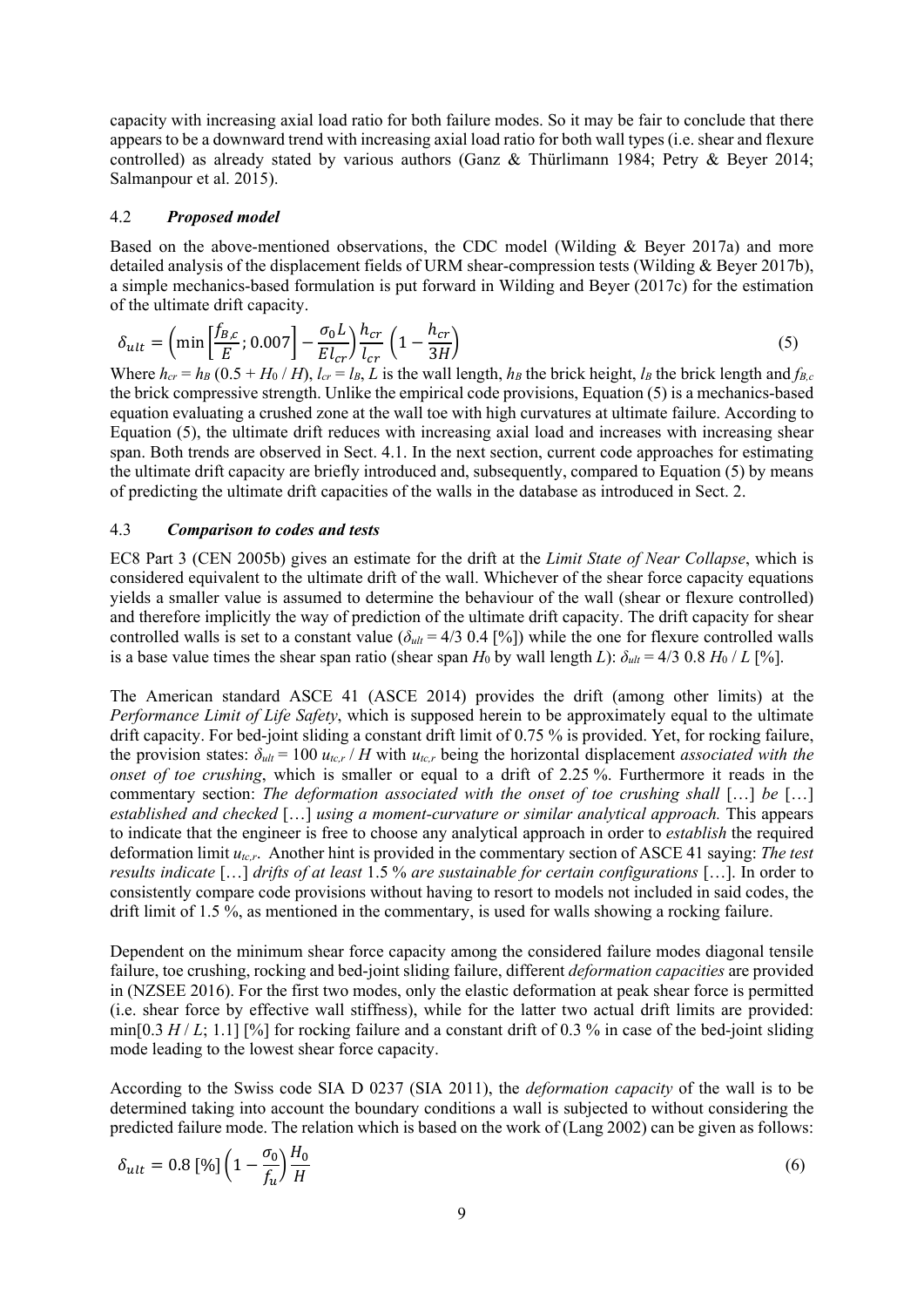capacity with increasing axial load ratio for both failure modes. So it may be fair to conclude that there appears to be a downward trend with increasing axial load ratio for both wall types (i.e. shear and flexure controlled) as already stated by various authors (Ganz & Thürlimann 1984; Petry & Beyer 2014; Salmanpour et al. 2015).

### 4.2 *Proposed model*

Based on the above-mentioned observations, the CDC model (Wilding & Beyer 2017a) and more detailed analysis of the displacement fields of URM shear-compression tests (Wilding & Beyer 2017b), a simple mechanics-based formulation is put forward in Wilding and Beyer (2017c) for the estimation of the ultimate drift capacity.

$$\delta_{ult} = \left(\min\left[\frac{f_{B,c}}{E}; 0.007\right] - \frac{\sigma_0 L}{E l_{cr}}\right)\frac{h_{cr}}{l_{cr}}\left(1 - \frac{h_{cr}}{3H}\right) \tag{5}$$

Where $h_{cr} = h_B\,(0.5 + H_0 / H)$, $l_{cr} = l_B$, $L$ is the wall length, $h_B$ the brick height, $l_B$ the brick length and $f_{B,c}$ the brick compressive strength. Unlike the empirical code provisions, Equation (5) is a mechanics-based equation evaluating a crushed zone at the wall toe with high curvatures at ultimate failure. According to Equation (5), the ultimate drift reduces with increasing axial load and increases with increasing shear span. Both trends are observed in Sect. 4.1. In the next section, current code approaches for estimating the ultimate drift capacity are briefly introduced and, subsequently, compared to Equation (5) by means of predicting the ultimate drift capacities of the walls in the database as introduced in Sect. 2.

### 4.3 *Comparison to codes and tests*

EC8 Part 3 (CEN 2005b) gives an estimate for the drift at the *Limit State of Near Collapse*, which is considered equivalent to the ultimate drift of the wall. Whichever of the shear force capacity equations yields a smaller value is assumed to determine the behaviour of the wall (shear or flexure controlled) and therefore implicitly the way of prediction of the ultimate drift capacity. The drift capacity for shear controlled walls is set to a constant value ($\delta_{ult} = 4/3\ 0.4$ [%]) while the one for flexure controlled walls is a base value times the shear span ratio (shear span $H_0$ by wall length $L$): $\delta_{ult} = 4/3\ 0.8\ H_0 / L$ [%].

The American standard ASCE 41 (ASCE 2014) provides the drift (among other limits) at the *Performance Limit of Life Safety*, which is supposed herein to be approximately equal to the ultimate drift capacity. For bed-joint sliding a constant drift limit of 0.75 % is provided. Yet, for rocking failure, the provision states: $\delta_{ult} = 100\ u_{tc,r} / H$ with $u_{tc,r}$ being the horizontal displacement *associated with the onset of toe crushing*, which is smaller or equal to a drift of 2.25 %. Furthermore it reads in the commentary section: *The deformation associated with the onset of toe crushing shall* […] *be* […] *established and checked* […] *using a moment-curvature or similar analytical approach.* This appears to indicate that the engineer is free to choose any analytical approach in order to *establish* the required deformation limit $u_{tc,r}$. Another hint is provided in the commentary section of ASCE 41 saying: *The test results indicate* […] *drifts of at least* 1.5 % *are sustainable for certain configurations* […]. In order to consistently compare code provisions without having to resort to models not included in said codes, the drift limit of 1.5 %, as mentioned in the commentary, is used for walls showing a rocking failure.

Dependent on the minimum shear force capacity among the considered failure modes diagonal tensile failure, toe crushing, rocking and bed-joint sliding failure, different *deformation capacities* are provided in (NZSEE 2016). For the first two modes, only the elastic deformation at peak shear force is permitted (i.e. shear force by effective wall stiffness), while for the latter two actual drift limits are provided: min[0.3 $H$ / $L$; 1.1] [%] for rocking failure and a constant drift of 0.3 % in case of the bed-joint sliding mode leading to the lowest shear force capacity.

According to the Swiss code SIA D 0237 (SIA 2011), the *deformation capacity* of the wall is to be determined taking into account the boundary conditions a wall is subjected to without considering the predicted failure mode. The relation which is based on the work of (Lang 2002) can be given as follows:

$$\delta_{ult} = 0.8\,[\%]\left(1 - \frac{\sigma_0}{f_u}\right)\frac{H_0}{H} \tag{6}$$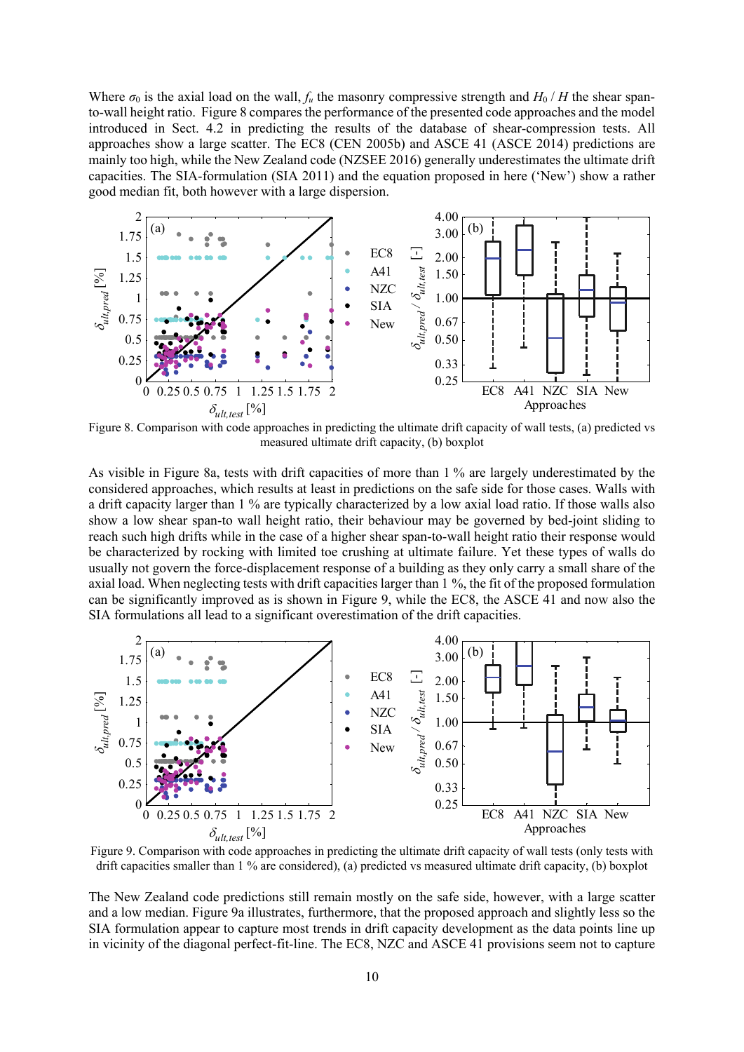Where $\sigma_0$ is the axial load on the wall, $f_u$ the masonry compressive strength and $H_0 / H$ the shear span-to-wall height ratio. Figure 8 compares the performance of the presented code approaches and the model introduced in Sect. 4.2 in predicting the results of the database of shear-compression tests. All approaches show a large scatter. The EC8 (CEN 2005b) and ASCE 41 (ASCE 2014) predictions are mainly too high, while the New Zealand code (NZSEE 2016) generally underestimates the ultimate drift capacities. The SIA-formulation (SIA 2011) and the equation proposed in here ('New') show a rather good median fit, both however with a large dispersion.

Figure 8. Comparison with code approaches in predicting the ultimate drift capacity of wall tests, (a) predicted vs measured ultimate drift capacity, (b) boxplot

As visible in Figure 8a, tests with drift capacities of more than 1 % are largely underestimated by the considered approaches, which results at least in predictions on the safe side for those cases. Walls with a drift capacity larger than 1 % are typically characterized by a low axial load ratio. If those walls also show a low shear span-to wall height ratio, their behaviour may be governed by bed-joint sliding to reach such high drifts while in the case of a higher shear span-to-wall height ratio their response would be characterized by rocking with limited toe crushing at ultimate failure. Yet these types of walls do usually not govern the force-displacement response of a building as they only carry a small share of the axial load. When neglecting tests with drift capacities larger than 1 %, the fit of the proposed formulation can be significantly improved as is shown in Figure 9, while the EC8, the ASCE 41 and now also the SIA formulations all lead to a significant overestimation of the drift capacities.

Figure 9. Comparison with code approaches in predicting the ultimate drift capacity of wall tests (only tests with drift capacities smaller than 1 % are considered), (a) predicted vs measured ultimate drift capacity, (b) boxplot

The New Zealand code predictions still remain mostly on the safe side, however, with a large scatter and a low median. Figure 9a illustrates, furthermore, that the proposed approach and slightly less so the SIA formulation appear to capture most trends in drift capacity development as the data points line up in vicinity of the diagonal perfect-fit-line. The EC8, NZC and ASCE 41 provisions seem not to capture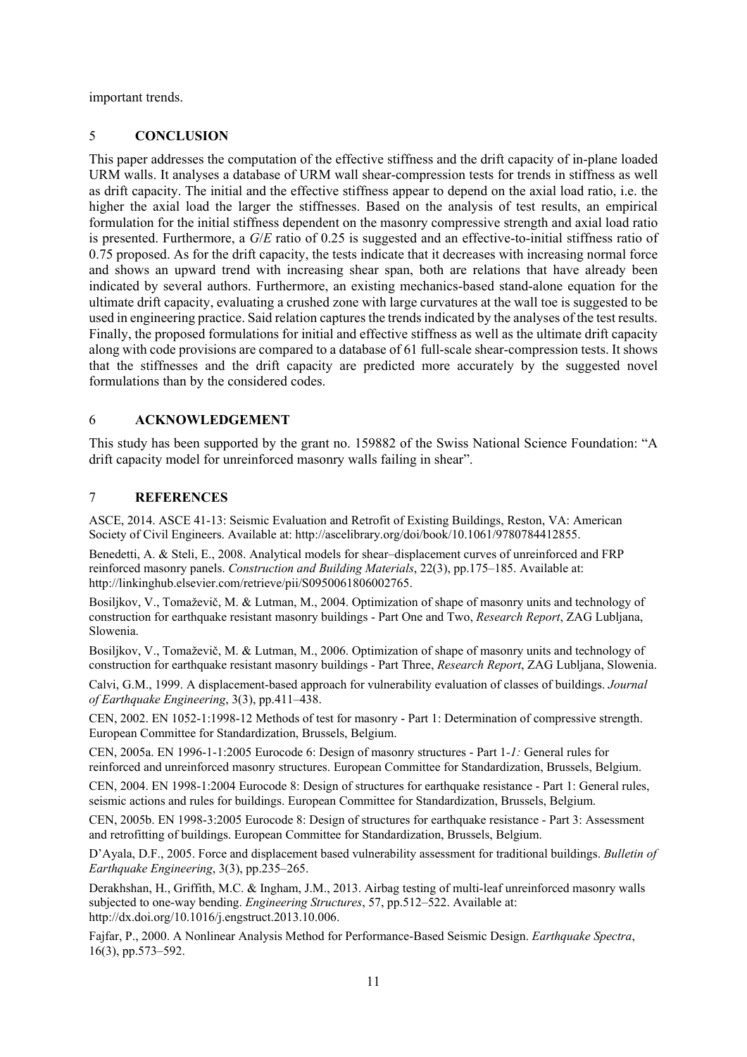important trends.

## 5 CONCLUSION

This paper addresses the computation of the effective stiffness and the drift capacity of in-plane loaded URM walls. It analyses a database of URM wall shear-compression tests for trends in stiffness as well as drift capacity. The initial and the effective stiffness appear to depend on the axial load ratio, i.e. the higher the axial load the larger the stiffnesses. Based on the analysis of test results, an empirical formulation for the initial stiffness dependent on the masonry compressive strength and axial load ratio is presented. Furthermore, a $G/E$ ratio of 0.25 is suggested and an effective-to-initial stiffness ratio of 0.75 proposed. As for the drift capacity, the tests indicate that it decreases with increasing normal force and shows an upward trend with increasing shear span, both are relations that have already been indicated by several authors. Furthermore, an existing mechanics-based stand-alone equation for the ultimate drift capacity, evaluating a crushed zone with large curvatures at the wall toe is suggested to be used in engineering practice. Said relation captures the trends indicated by the analyses of the test results. Finally, the proposed formulations for initial and effective stiffness as well as the ultimate drift capacity along with code provisions are compared to a database of 61 full-scale shear-compression tests. It shows that the stiffnesses and the drift capacity are predicted more accurately by the suggested novel formulations than by the considered codes.

## 6 ACKNOWLEDGEMENT

This study has been supported by the grant no. 159882 of the Swiss National Science Foundation: "A drift capacity model for unreinforced masonry walls failing in shear".

## 7 REFERENCES

ASCE, 2014. ASCE 41-13: Seismic Evaluation and Retrofit of Existing Buildings, Reston, VA: American Society of Civil Engineers. Available at: http://ascelibrary.org/doi/book/10.1061/9780784412855.

Benedetti, A. & Steli, E., 2008. Analytical models for shear–displacement curves of unreinforced and FRP reinforced masonry panels. *Construction and Building Materials*, 22(3), pp.175–185. Available at: http://linkinghub.elsevier.com/retrieve/pii/S0950061806002765.

Bosiljkov, V., Tomaževič, M. & Lutman, M., 2004. Optimization of shape of masonry units and technology of construction for earthquake resistant masonry buildings - Part One and Two, *Research Report*, ZAG Lubljana, Slowenia.

Bosiljkov, V., Tomaževič, M. & Lutman, M., 2006. Optimization of shape of masonry units and technology of construction for earthquake resistant masonry buildings - Part Three, *Research Report*, ZAG Lubljana, Slowenia.

Calvi, G.M., 1999. A displacement-based approach for vulnerability evaluation of classes of buildings. *Journal of Earthquake Engineering*, 3(3), pp.411–438.

CEN, 2002. EN 1052-1:1998-12 Methods of test for masonry - Part 1: Determination of compressive strength. European Committee for Standardization, Brussels, Belgium.

CEN, 2005a. EN 1996-1-1:2005 Eurocode 6: Design of masonry structures - Part 1-*1:* General rules for reinforced and unreinforced masonry structures. European Committee for Standardization, Brussels, Belgium.

CEN, 2004. EN 1998-1:2004 Eurocode 8: Design of structures for earthquake resistance - Part 1: General rules, seismic actions and rules for buildings. European Committee for Standardization, Brussels, Belgium.

CEN, 2005b. EN 1998-3:2005 Eurocode 8: Design of structures for earthquake resistance - Part 3: Assessment and retrofitting of buildings. European Committee for Standardization, Brussels, Belgium.

D'Ayala, D.F., 2005. Force and displacement based vulnerability assessment for traditional buildings. *Bulletin of Earthquake Engineering*, 3(3), pp.235–265.

Derakhshan, H., Griffith, M.C. & Ingham, J.M., 2013. Airbag testing of multi-leaf unreinforced masonry walls subjected to one-way bending. *Engineering Structures*, 57, pp.512–522. Available at: http://dx.doi.org/10.1016/j.engstruct.2013.10.006.

Fajfar, P., 2000. A Nonlinear Analysis Method for Performance-Based Seismic Design. *Earthquake Spectra*, 16(3), pp.573–592.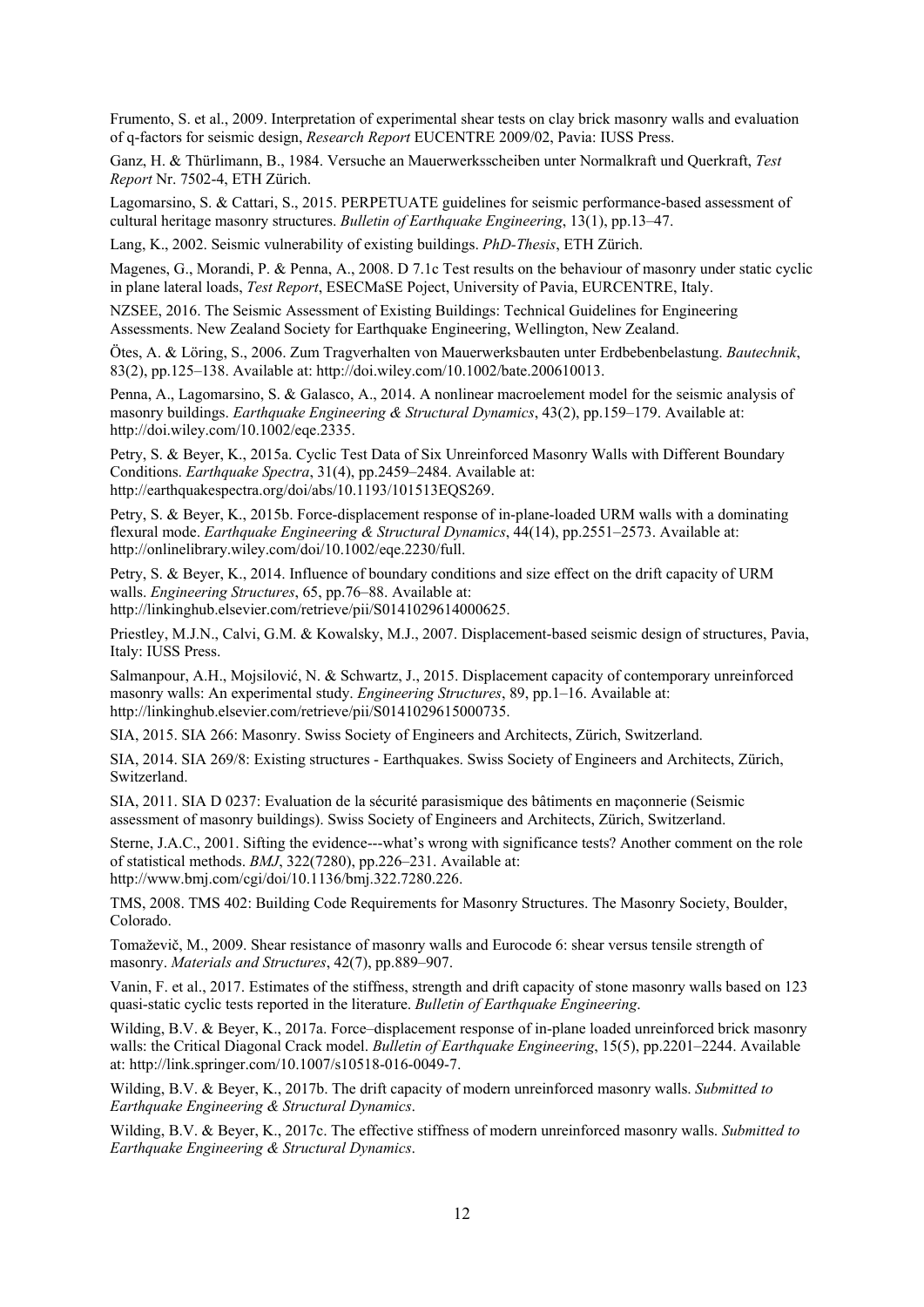Frumento, S. et al., 2009. Interpretation of experimental shear tests on clay brick masonry walls and evaluation of q-factors for seismic design, *Research Report* EUCENTRE 2009/02, Pavia: IUSS Press.

Ganz, H. & Thürlimann, B., 1984. Versuche an Mauerwerksscheiben unter Normalkraft und Querkraft, *Test Report* Nr. 7502-4, ETH Zürich.

Lagomarsino, S. & Cattari, S., 2015. PERPETUATE guidelines for seismic performance-based assessment of cultural heritage masonry structures. *Bulletin of Earthquake Engineering*, 13(1), pp.13–47.

Lang, K., 2002. Seismic vulnerability of existing buildings. *PhD-Thesis*, ETH Zürich.

Magenes, G., Morandi, P. & Penna, A., 2008. D 7.1c Test results on the behaviour of masonry under static cyclic in plane lateral loads, *Test Report*, ESECMaSE Poject, University of Pavia, EURCENTRE, Italy.

NZSEE, 2016. The Seismic Assessment of Existing Buildings: Technical Guidelines for Engineering Assessments. New Zealand Society for Earthquake Engineering, Wellington, New Zealand.

Ötes, A. & Löring, S., 2006. Zum Tragverhalten von Mauerwerksbauten unter Erdbebenbelastung. *Bautechnik*, 83(2), pp.125–138. Available at: http://doi.wiley.com/10.1002/bate.200610013.

Penna, A., Lagomarsino, S. & Galasco, A., 2014. A nonlinear macroelement model for the seismic analysis of masonry buildings. *Earthquake Engineering & Structural Dynamics*, 43(2), pp.159–179. Available at: http://doi.wiley.com/10.1002/eqe.2335.

Petry, S. & Beyer, K., 2015a. Cyclic Test Data of Six Unreinforced Masonry Walls with Different Boundary Conditions. *Earthquake Spectra*, 31(4), pp.2459–2484. Available at: http://earthquakespectra.org/doi/abs/10.1193/101513EQS269.

Petry, S. & Beyer, K., 2015b. Force-displacement response of in-plane-loaded URM walls with a dominating flexural mode. *Earthquake Engineering & Structural Dynamics*, 44(14), pp.2551–2573. Available at: http://onlinelibrary.wiley.com/doi/10.1002/eqe.2230/full.

Petry, S. & Beyer, K., 2014. Influence of boundary conditions and size effect on the drift capacity of URM walls. *Engineering Structures*, 65, pp.76–88. Available at: http://linkinghub.elsevier.com/retrieve/pii/S0141029614000625.

Priestley, M.J.N., Calvi, G.M. & Kowalsky, M.J., 2007. Displacement-based seismic design of structures, Pavia, Italy: IUSS Press.

Salmanpour, A.H., Mojsilović, N. & Schwartz, J., 2015. Displacement capacity of contemporary unreinforced masonry walls: An experimental study. *Engineering Structures*, 89, pp.1–16. Available at: http://linkinghub.elsevier.com/retrieve/pii/S0141029615000735.

SIA, 2015. SIA 266: Masonry. Swiss Society of Engineers and Architects, Zürich, Switzerland.

SIA, 2014. SIA 269/8: Existing structures - Earthquakes. Swiss Society of Engineers and Architects, Zürich, Switzerland.

SIA, 2011. SIA D 0237: Evaluation de la sécurité parasismique des bâtiments en maçonnerie (Seismic assessment of masonry buildings). Swiss Society of Engineers and Architects, Zürich, Switzerland.

Sterne, J.A.C., 2001. Sifting the evidence---what's wrong with significance tests? Another comment on the role of statistical methods. *BMJ*, 322(7280), pp.226–231. Available at: http://www.bmj.com/cgi/doi/10.1136/bmj.322.7280.226.

TMS, 2008. TMS 402: Building Code Requirements for Masonry Structures. The Masonry Society, Boulder, Colorado.

Tomaževič, M., 2009. Shear resistance of masonry walls and Eurocode 6: shear versus tensile strength of masonry. *Materials and Structures*, 42(7), pp.889–907.

Vanin, F. et al., 2017. Estimates of the stiffness, strength and drift capacity of stone masonry walls based on 123 quasi-static cyclic tests reported in the literature. *Bulletin of Earthquake Engineering*.

Wilding, B.V. & Beyer, K., 2017a. Force–displacement response of in-plane loaded unreinforced brick masonry walls: the Critical Diagonal Crack model. *Bulletin of Earthquake Engineering*, 15(5), pp.2201–2244. Available at: http://link.springer.com/10.1007/s10518-016-0049-7.

Wilding, B.V. & Beyer, K., 2017b. The drift capacity of modern unreinforced masonry walls. *Submitted to Earthquake Engineering & Structural Dynamics*.

Wilding, B.V. & Beyer, K., 2017c. The effective stiffness of modern unreinforced masonry walls. *Submitted to Earthquake Engineering & Structural Dynamics*.